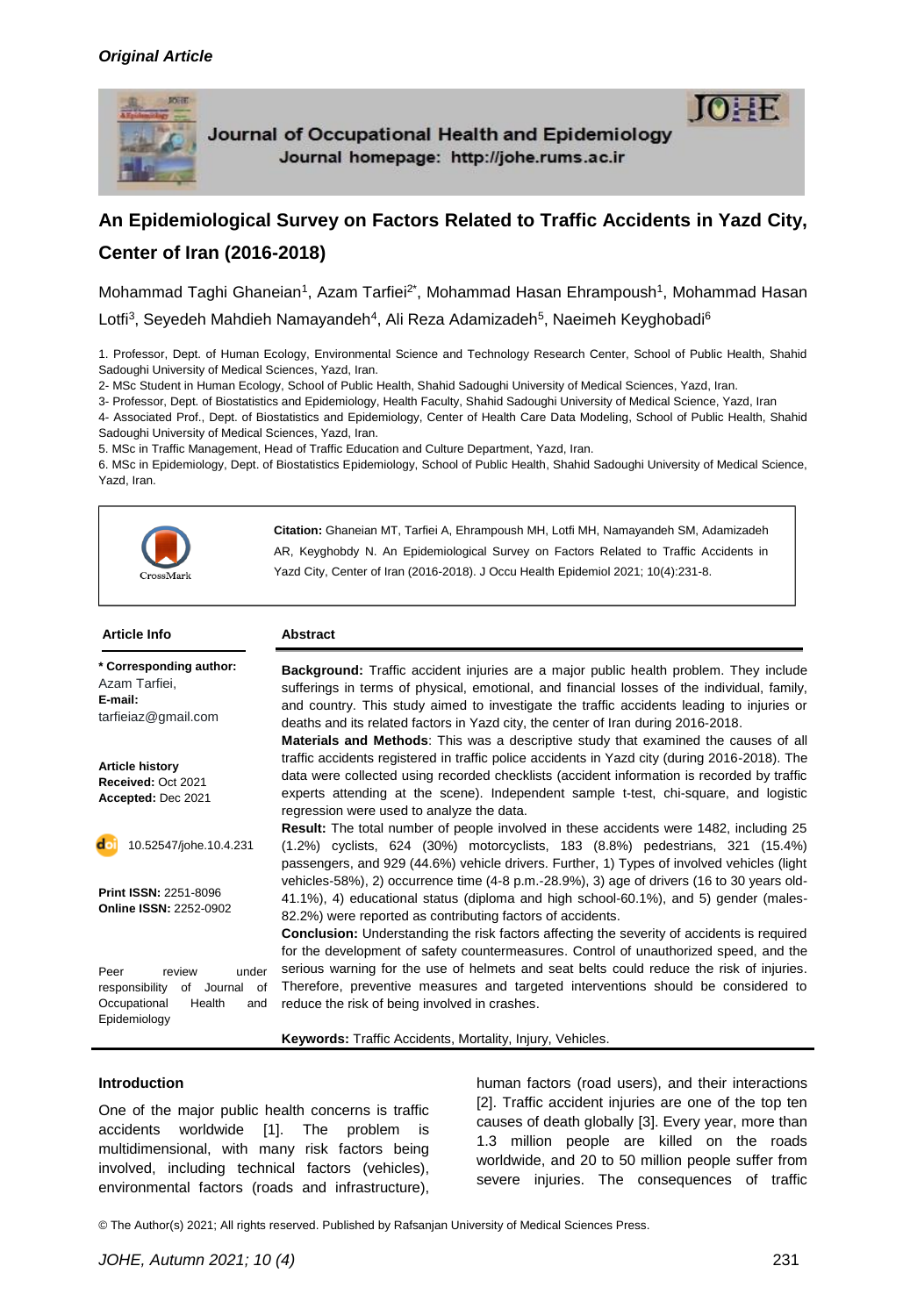*Original Article*

Journal of Occupational Health and Epidemiology
Journal homepage: http://johe.rums.ac.ir

# An Epidemiological Survey on Factors Related to Traffic Accidents in Yazd City, Center of Iran (2016-2018)

Mohammad Taghi Ghaneian[1], Azam Tarfiei[2*], Mohammad Hasan Ehrampoush[1], Mohammad Hasan Lotfi[3], Seyedeh Mahdieh Namayandeh[4], Ali Reza Adamizadeh[5], Naeimeh Keyghobadi[6]

1. Professor, Dept. of Human Ecology, Environmental Science and Technology Research Center, School of Public Health, Shahid Sadoughi University of Medical Sciences, Yazd, Iran.
2- MSc Student in Human Ecology, School of Public Health, Shahid Sadoughi University of Medical Sciences, Yazd, Iran.
3- Professor, Dept. of Biostatistics and Epidemiology, Health Faculty, Shahid Sadoughi University of Medical Science, Yazd, Iran
4- Associated Prof., Dept. of Biostatistics and Epidemiology, Center of Health Care Data Modeling, School of Public Health, Shahid Sadoughi University of Medical Sciences, Yazd, Iran.
5. MSc in Traffic Management, Head of Traffic Education and Culture Department, Yazd, Iran.
6. MSc in Epidemiology, Dept. of Biostatistics Epidemiology, School of Public Health, Shahid Sadoughi University of Medical Science, Yazd, Iran.

**Citation:** Ghaneian MT, Tarfiei A, Ehrampoush MH, Lotfi MH, Namayandeh SM, Adamizadeh AR, Keyghobdy N. An Epidemiological Survey on Factors Related to Traffic Accidents in Yazd City, Center of Iran (2016-2018). J Occu Health Epidemiol 2021; 10(4):231-8.

**Article Info**

**\* Corresponding author:**
Azam Tarfiei,
**E-mail:**
tarfieiaz@gmail.com

**Article history**
**Received:** Oct 2021
**Accepted:** Dec 2021

10.52547/johe.10.4.231

**Print ISSN:** 2251-8096
**Online ISSN:** 2252-0902

Peer review under responsibility of Journal of Occupational Health and Epidemiology

**Abstract**

**Background:** Traffic accident injuries are a major public health problem. They include sufferings in terms of physical, emotional, and financial losses of the individual, family, and country. This study aimed to investigate the traffic accidents leading to injuries or deaths and its related factors in Yazd city, the center of Iran during 2016-2018.

**Materials and Methods**: This was a descriptive study that examined the causes of all traffic accidents registered in traffic police accidents in Yazd city (during 2016-2018). The data were collected using recorded checklists (accident information is recorded by traffic experts attending at the scene). Independent sample t-test, chi-square, and logistic regression were used to analyze the data.

**Result:** The total number of people involved in these accidents were 1482, including 25 (1.2%) cyclists, 624 (30%) motorcyclists, 183 (8.8%) pedestrians, 321 (15.4%) passengers, and 929 (44.6%) vehicle drivers. Further, 1) Types of involved vehicles (light vehicles-58%), 2) occurrence time (4-8 p.m.-28.9%), 3) age of drivers (16 to 30 years old-41.1%), 4) educational status (diploma and high school-60.1%), and 5) gender (males-82.2%) were reported as contributing factors of accidents.

**Conclusion:** Understanding the risk factors affecting the severity of accidents is required for the development of safety countermeasures. Control of unauthorized speed, and the serious warning for the use of helmets and seat belts could reduce the risk of injuries. Therefore, preventive measures and targeted interventions should be considered to reduce the risk of being involved in crashes.

**Keywords:** Traffic Accidents, Mortality, Injury, Vehicles.

## Introduction

One of the major public health concerns is traffic accidents worldwide [1]. The problem is multidimensional, with many risk factors being involved, including technical factors (vehicles), environmental factors (roads and infrastructure), human factors (road users), and their interactions [2]. Traffic accident injuries are one of the top ten causes of death globally [3]. Every year, more than 1.3 million people are killed on the roads worldwide, and 20 to 50 million people suffer from severe injuries. The consequences of traffic

© The Author(s) 2021; All rights reserved. Published by Rafsanjan University of Medical Sciences Press.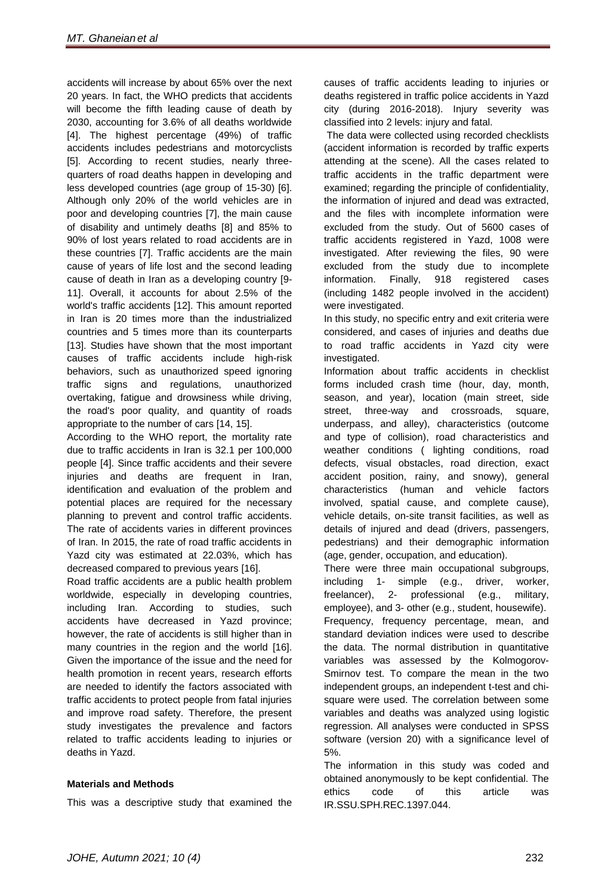accidents will increase by about 65% over the next 20 years. In fact, the WHO predicts that accidents will become the fifth leading cause of death by 2030, accounting for 3.6% of all deaths worldwide [4]. The highest percentage (49%) of traffic accidents includes pedestrians and motorcyclists [5]. According to recent studies, nearly three-quarters of road deaths happen in developing and less developed countries (age group of 15-30) [6]. Although only 20% of the world vehicles are in poor and developing countries [7], the main cause of disability and untimely deaths [8] and 85% to 90% of lost years related to road accidents are in these countries [7]. Traffic accidents are the main cause of years of life lost and the second leading cause of death in Iran as a developing country [9-11]. Overall, it accounts for about 2.5% of the world's traffic accidents [12]. This amount reported in Iran is 20 times more than the industrialized countries and 5 times more than its counterparts [13]. Studies have shown that the most important causes of traffic accidents include high-risk behaviors, such as unauthorized speed ignoring traffic signs and regulations, unauthorized overtaking, fatigue and drowsiness while driving, the road's poor quality, and quantity of roads appropriate to the number of cars [14, 15].

According to the WHO report, the mortality rate due to traffic accidents in Iran is 32.1 per 100,000 people [4]. Since traffic accidents and their severe injuries and deaths are frequent in Iran, identification and evaluation of the problem and potential places are required for the necessary planning to prevent and control traffic accidents. The rate of accidents varies in different provinces of Iran. In 2015, the rate of road traffic accidents in Yazd city was estimated at 22.03%, which has decreased compared to previous years [16].

Road traffic accidents are a public health problem worldwide, especially in developing countries, including Iran. According to studies, such accidents have decreased in Yazd province; however, the rate of accidents is still higher than in many countries in the region and the world [16]. Given the importance of the issue and the need for health promotion in recent years, research efforts are needed to identify the factors associated with traffic accidents to protect people from fatal injuries and improve road safety. Therefore, the present study investigates the prevalence and factors related to traffic accidents leading to injuries or deaths in Yazd.

## Materials and Methods

This was a descriptive study that examined the causes of traffic accidents leading to injuries or deaths registered in traffic police accidents in Yazd city (during 2016-2018). Injury severity was classified into 2 levels: injury and fatal.

The data were collected using recorded checklists (accident information is recorded by traffic experts attending at the scene). All the cases related to traffic accidents in the traffic department were examined; regarding the principle of confidentiality, the information of injured and dead was extracted, and the files with incomplete information were excluded from the study. Out of 5600 cases of traffic accidents registered in Yazd, 1008 were investigated. After reviewing the files, 90 were excluded from the study due to incomplete information. Finally, 918 registered cases (including 1482 people involved in the accident) were investigated.

In this study, no specific entry and exit criteria were considered, and cases of injuries and deaths due to road traffic accidents in Yazd city were investigated.

Information about traffic accidents in checklist forms included crash time (hour, day, month, season, and year), location (main street, side street, three-way and crossroads, square, underpass, and alley), characteristics (outcome and type of collision), road characteristics and weather conditions ( lighting conditions, road defects, visual obstacles, road direction, exact accident position, rainy, and snowy), general characteristics (human and vehicle factors involved, spatial cause, and complete cause), vehicle details, on-site transit facilities, as well as details of injured and dead (drivers, passengers, pedestrians) and their demographic information (age, gender, occupation, and education).

There were three main occupational subgroups, including 1- simple (e.g., driver, worker, freelancer), 2- professional (e.g., military, employee), and 3- other (e.g., student, housewife).

Frequency, frequency percentage, mean, and standard deviation indices were used to describe the data. The normal distribution in quantitative variables was assessed by the Kolmogorov-Smirnov test. To compare the mean in the two independent groups, an independent t-test and chi-square were used. The correlation between some variables and deaths was analyzed using logistic regression. All analyses were conducted in SPSS software (version 20) with a significance level of 5%.

The information in this study was coded and obtained anonymously to be kept confidential. The ethics code of this article was IR.SSU.SPH.REC.1397.044.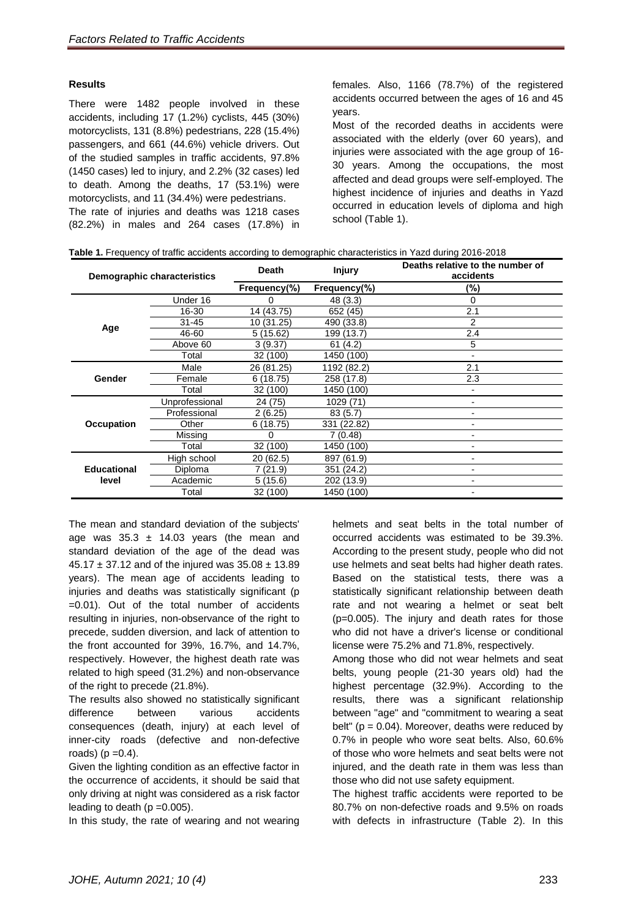## Results

There were 1482 people involved in these accidents, including 17 (1.2%) cyclists, 445 (30%) motorcyclists, 131 (8.8%) pedestrians, 228 (15.4%) passengers, and 661 (44.6%) vehicle drivers. Out of the studied samples in traffic accidents, 97.8% (1450 cases) led to injury, and 2.2% (32 cases) led to death. Among the deaths, 17 (53.1%) were motorcyclists, and 11 (34.4%) were pedestrians.

The rate of injuries and deaths was 1218 cases (82.2%) in males and 264 cases (17.8%) in females. Also, 1166 (78.7%) of the registered accidents occurred between the ages of 16 and 45 years.

Most of the recorded deaths in accidents were associated with the elderly (over 60 years), and injuries were associated with the age group of 16-30 years. Among the occupations, the most affected and dead groups were self-employed. The highest incidence of injuries and deaths in Yazd occurred in education levels of diploma and high school (Table 1).

**Table 1.** Frequency of traffic accidents according to demographic characteristics in Yazd during 2016-2018

| Demographic characteristics | | Death | Injury | Deaths relative to the number of accidents |
|---|---|---|---|---|
| | | Frequency(%) | Frequency(%) | (%) |
| Age | Under 16 | 0 | 48 (3.3) | 0 |
| | 16-30 | 14 (43.75) | 652 (45) | 2.1 |
| | 31-45 | 10 (31.25) | 490 (33.8) | 2 |
| | 46-60 | 5 (15.62) | 199 (13.7) | 2.4 |
| | Above 60 | 3 (9.37) | 61 (4.2) | 5 |
| | Total | 32 (100) | 1450 (100) | - |
| Gender | Male | 26 (81.25) | 1192 (82.2) | 2.1 |
| | Female | 6 (18.75) | 258 (17.8) | 2.3 |
| | Total | 32 (100) | 1450 (100) | - |
| Occupation | Unprofessional | 24 (75) | 1029 (71) | - |
| | Professional | 2 (6.25) | 83 (5.7) | - |
| | Other | 6 (18.75) | 331 (22.82) | - |
| | Missing | 0 | 7 (0.48) | - |
| | Total | 32 (100) | 1450 (100) | - |
| Educational level | High school | 20 (62.5) | 897 (61.9) | - |
| | Diploma | 7 (21.9) | 351 (24.2) | - |
| | Academic | 5 (15.6) | 202 (13.9) | - |
| | Total | 32 (100) | 1450 (100) | - |

The mean and standard deviation of the subjects' age was 35.3 ± 14.03 years (the mean and standard deviation of the age of the dead was 45.17 ± 37.12 and of the injured was 35.08 ± 13.89 years). The mean age of accidents leading to injuries and deaths was statistically significant ($p = 0.01$). Out of the total number of accidents resulting in injuries, non-observance of the right to precede, sudden diversion, and lack of attention to the front accounted for 39%, 16.7%, and 14.7%, respectively. However, the highest death rate was related to high speed (31.2%) and non-observance of the right to precede (21.8%).

The results also showed no statistically significant difference between various accidents consequences (death, injury) at each level of inner-city roads (defective and non-defective roads) ($p = 0.4$).

Given the lighting condition as an effective factor in the occurrence of accidents, it should be said that only driving at night was considered as a risk factor leading to death ($p = 0.005$).

In this study, the rate of wearing and not wearing helmets and seat belts in the total number of occurred accidents was estimated to be 39.3%. According to the present study, people who did not use helmets and seat belts had higher death rates. Based on the statistical tests, there was a statistically significant relationship between death rate and not wearing a helmet or seat belt ($p = 0.005$). The injury and death rates for those who did not have a driver's license or conditional license were 75.2% and 71.8%, respectively.

Among those who did not wear helmets and seat belts, young people (21-30 years old) had the highest percentage (32.9%). According to the results, there was a significant relationship between "age" and "commitment to wearing a seat belt" ($p = 0.04$). Moreover, deaths were reduced by 0.7% in people who wore seat belts. Also, 60.6% of those who wore helmets and seat belts were not injured, and the death rate in them was less than those who did not use safety equipment.

The highest traffic accidents were reported to be 80.7% on non-defective roads and 9.5% on roads with defects in infrastructure (Table 2). In this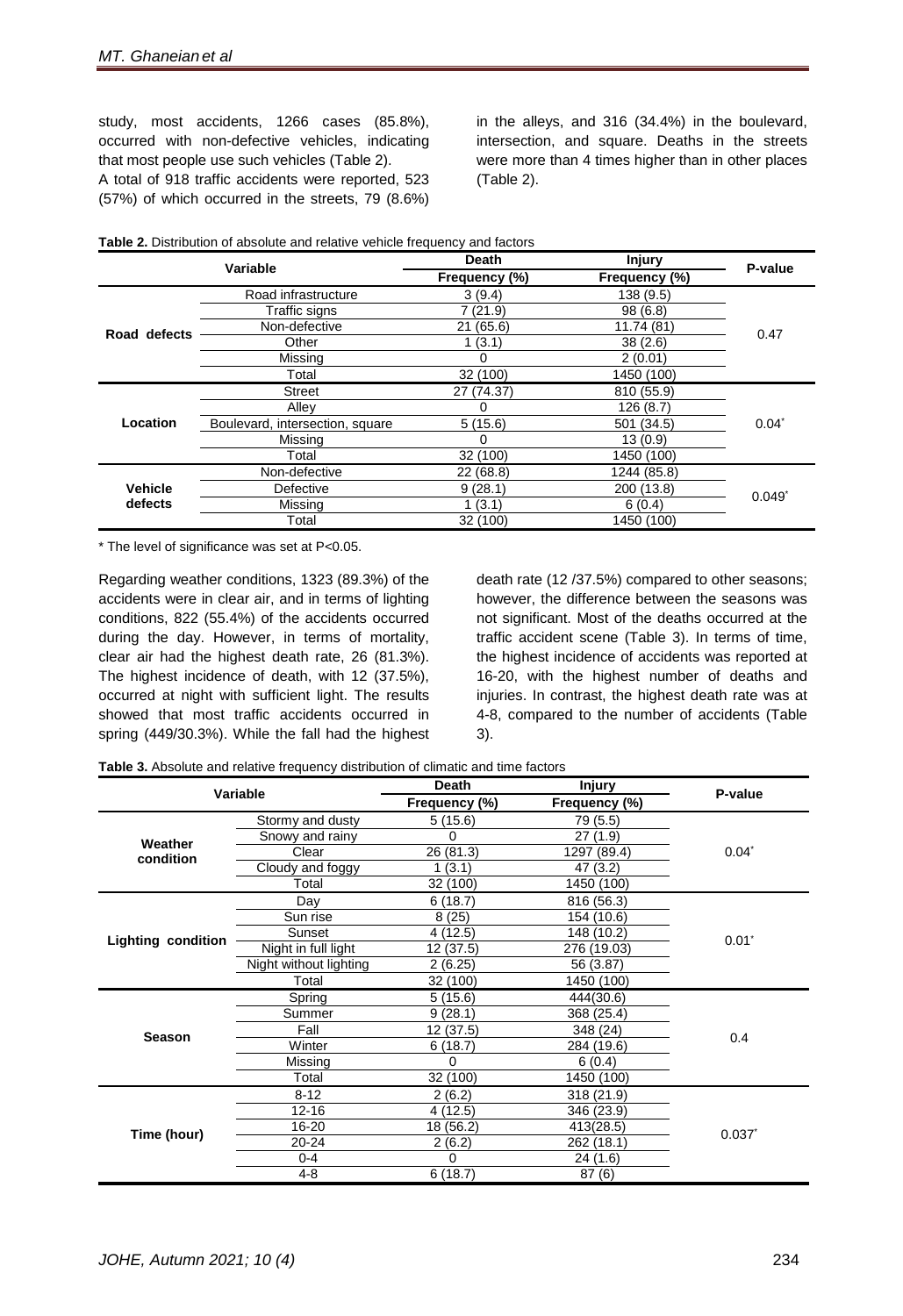study, most accidents, 1266 cases (85.8%), occurred with non-defective vehicles, indicating that most people use such vehicles (Table 2).

A total of 918 traffic accidents were reported, 523 (57%) of which occurred in the streets, 79 (8.6%) in the alleys, and 316 (34.4%) in the boulevard, intersection, and square. Deaths in the streets were more than 4 times higher than in other places (Table 2).

**Table 2.** Distribution of absolute and relative vehicle frequency and factors

| Variable | | Death | Injury | P-value |
|---|---|---|---|---|
| | | Frequency (%) | Frequency (%) | |
| Road defects | Road infrastructure | 3 (9.4) | 138 (9.5) | 0.47 |
| | Traffic signs | 7 (21.9) | 98 (6.8) | |
| | Non-defective | 21 (65.6) | 11.74 (81) | |
| | Other | 1 (3.1) | 38 (2.6) | |
| | Missing | 0 | 2 (0.01) | |
| | Total | 32 (100) | 1450 (100) | |
| Location | Street | 27 (74.37) | 810 (55.9) | 0.04* |
| | Alley | 0 | 126 (8.7) | |
| | Boulevard, intersection, square | 5 (15.6) | 501 (34.5) | |
| | Missing | 0 | 13 (0.9) | |
| | Total | 32 (100) | 1450 (100) | |
| Vehicle defects | Non-defective | 22 (68.8) | 1244 (85.8) | 0.049* |
| | Defective | 9 (28.1) | 200 (13.8) | |
| | Missing | 1 (3.1) | 6 (0.4) | |
| | Total | 32 (100) | 1450 (100) | |

\* The level of significance was set at P<0.05.

Regarding weather conditions, 1323 (89.3%) of the accidents were in clear air, and in terms of lighting conditions, 822 (55.4%) of the accidents occurred during the day. However, in terms of mortality, clear air had the highest death rate, 26 (81.3%). The highest incidence of death, with 12 (37.5%), occurred at night with sufficient light. The results showed that most traffic accidents occurred in spring (449/30.3%). While the fall had the highest death rate (12 /37.5%) compared to other seasons; however, the difference between the seasons was not significant. Most of the deaths occurred at the traffic accident scene (Table 3). In terms of time, the highest incidence of accidents was reported at 16-20, with the highest number of deaths and injuries. In contrast, the highest death rate was at 4-8, compared to the number of accidents (Table 3).

**Table 3.** Absolute and relative frequency distribution of climatic and time factors

| Variable | | Death | Injury | P-value |
|---|---|---|---|---|
| | | Frequency (%) | Frequency (%) | |
| Weather condition | Stormy and dusty | 5 (15.6) | 79 (5.5) | 0.04* |
| | Snowy and rainy | 0 | 27 (1.9) | |
| | Clear | 26 (81.3) | 1297 (89.4) | |
| | Cloudy and foggy | 1 (3.1) | 47 (3.2) | |
| | Total | 32 (100) | 1450 (100) | |
| Lighting condition | Day | 6 (18.7) | 816 (56.3) | 0.01* |
| | Sun rise | 8 (25) | 154 (10.6) | |
| | Sunset | 4 (12.5) | 148 (10.2) | |
| | Night in full light | 12 (37.5) | 276 (19.03) | |
| | Night without lighting | 2 (6.25) | 56 (3.87) | |
| | Total | 32 (100) | 1450 (100) | |
| Season | Spring | 5 (15.6) | 444(30.6) | 0.4 |
| | Summer | 9 (28.1) | 368 (25.4) | |
| | Fall | 12 (37.5) | 348 (24) | |
| | Winter | 6 (18.7) | 284 (19.6) | |
| | Missing | 0 | 6 (0.4) | |
| | Total | 32 (100) | 1450 (100) | |
| Time (hour) | 8-12 | 2 (6.2) | 318 (21.9) | 0.037* |
| | 12-16 | 4 (12.5) | 346 (23.9) | |
| | 16-20 | 18 (56.2) | 413(28.5) | |
| | 20-24 | 2 (6.2) | 262 (18.1) | |
| | 0-4 | 0 | 24 (1.6) | |
| | 4-8 | 6 (18.7) | 87 (6) | |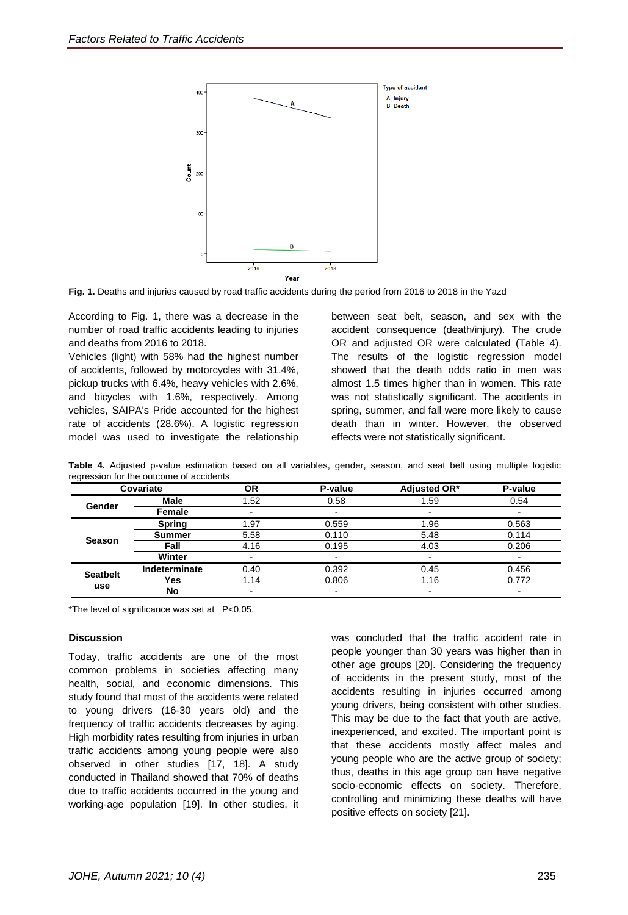Type of accidant

A- Injury

B- Death

Count

400

300

200

100

0

A

B

2016

2018

Year

**Fig. 1.** Deaths and injuries caused by road traffic accidents during the period from 2016 to 2018 in the Yazd

According to Fig. 1, there was a decrease in the number of road traffic accidents leading to injuries and deaths from 2016 to 2018.

Vehicles (light) with 58% had the highest number of accidents, followed by motorcycles with 31.4%, pickup trucks with 6.4%, heavy vehicles with 2.6%, and bicycles with 1.6%, respectively. Among vehicles, SAIPA's Pride accounted for the highest rate of accidents (28.6%). A logistic regression model was used to investigate the relationship between seat belt, season, and sex with the accident consequence (death/injury). The crude OR and adjusted OR were calculated (Table 4). The results of the logistic regression model showed that the death odds ratio in men was almost 1.5 times higher than in women. This rate was not statistically significant. The accidents in spring, summer, and fall were more likely to cause death than in winter. However, the observed effects were not statistically significant.

**Table 4.** Adjusted p-value estimation based on all variables, gender, season, and seat belt using multiple logistic regression for the outcome of accidents

| Covariate | | OR | P-value | Adjusted OR* | P-value |
|---|---|---|---|---|---|
| Gender | Male | 1.52 | 0.58 | 1.59 | 0.54 |
| | Female | - | - | - | - |
| Season | Spring | 1.97 | 0.559 | 1.96 | 0.563 |
| | Summer | 5.58 | 0.110 | 5.48 | 0.114 |
| | Fall | 4.16 | 0.195 | 4.03 | 0.206 |
| | Winter | - | - | - | - |
| Seatbelt use | Indeterminate | 0.40 | 0.392 | 0.45 | 0.456 |
| | Yes | 1.14 | 0.806 | 1.16 | 0.772 |
| | No | - | - | - | - |

*The level of significance was set at $P<0.05$.

### Discussion

Today, traffic accidents are one of the most common problems in societies affecting many health, social, and economic dimensions. This study found that most of the accidents were related to young drivers (16-30 years old) and the frequency of traffic accidents decreases by aging. High morbidity rates resulting from injuries in urban traffic accidents among young people were also observed in other studies [17, 18]. A study conducted in Thailand showed that 70% of deaths due to traffic accidents occurred in the young and working-age population [19]. In other studies, it was concluded that the traffic accident rate in people younger than 30 years was higher than in other age groups [20]. Considering the frequency of accidents in the present study, most of the accidents resulting in injuries occurred among young drivers, being consistent with other studies. This may be due to the fact that youth are active, inexperienced, and excited. The important point is that these accidents mostly affect males and young people who are the active group of society; thus, deaths in this age group can have negative socio-economic effects on society. Therefore, controlling and minimizing these deaths will have positive effects on society [21].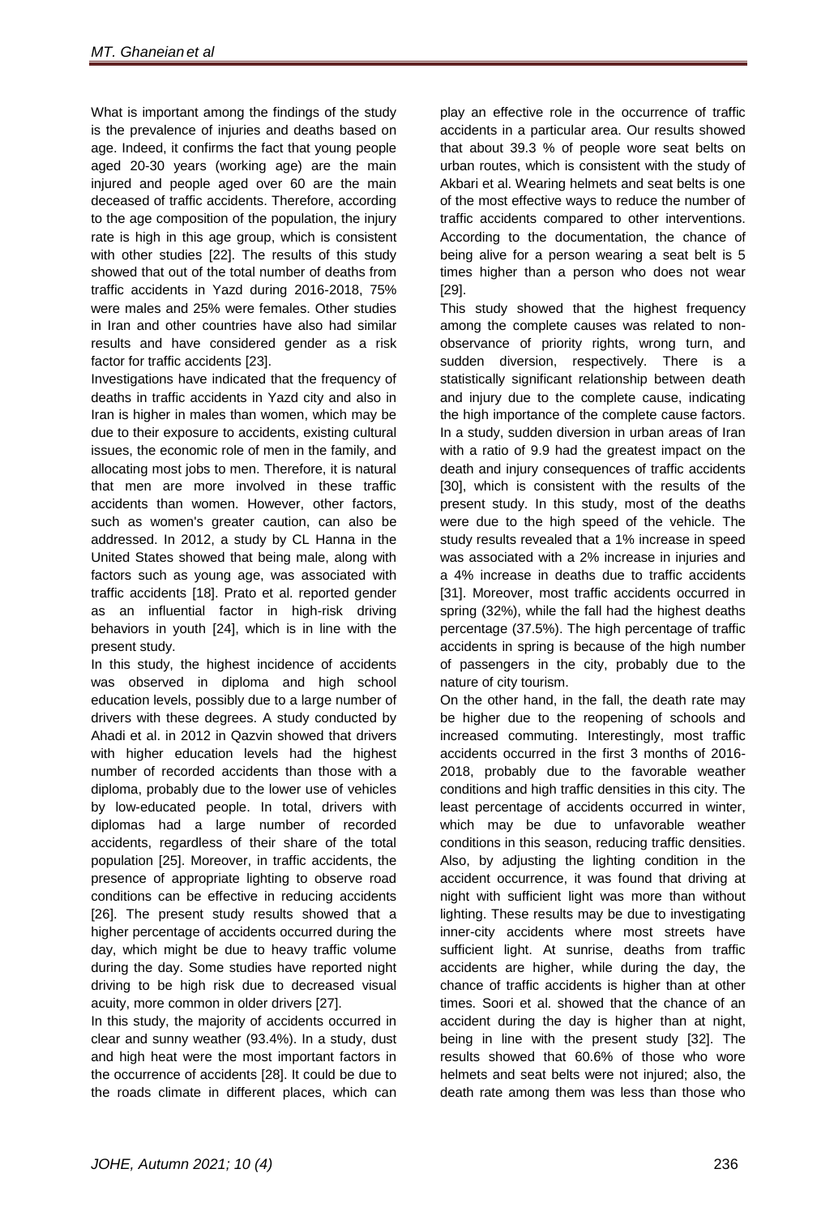What is important among the findings of the study is the prevalence of injuries and deaths based on age. Indeed, it confirms the fact that young people aged 20-30 years (working age) are the main injured and people aged over 60 are the main deceased of traffic accidents. Therefore, according to the age composition of the population, the injury rate is high in this age group, which is consistent with other studies [22]. The results of this study showed that out of the total number of deaths from traffic accidents in Yazd during 2016-2018, 75% were males and 25% were females. Other studies in Iran and other countries have also had similar results and have considered gender as a risk factor for traffic accidents [23].

Investigations have indicated that the frequency of deaths in traffic accidents in Yazd city and also in Iran is higher in males than women, which may be due to their exposure to accidents, existing cultural issues, the economic role of men in the family, and allocating most jobs to men. Therefore, it is natural that men are more involved in these traffic accidents than women. However, other factors, such as women's greater caution, can also be addressed. In 2012, a study by CL Hanna in the United States showed that being male, along with factors such as young age, was associated with traffic accidents [18]. Prato et al. reported gender as an influential factor in high-risk driving behaviors in youth [24], which is in line with the present study.

In this study, the highest incidence of accidents was observed in diploma and high school education levels, possibly due to a large number of drivers with these degrees. A study conducted by Ahadi et al. in 2012 in Qazvin showed that drivers with higher education levels had the highest number of recorded accidents than those with a diploma, probably due to the lower use of vehicles by low-educated people. In total, drivers with diplomas had a large number of recorded accidents, regardless of their share of the total population [25]. Moreover, in traffic accidents, the presence of appropriate lighting to observe road conditions can be effective in reducing accidents [26]. The present study results showed that a higher percentage of accidents occurred during the day, which might be due to heavy traffic volume during the day. Some studies have reported night driving to be high risk due to decreased visual acuity, more common in older drivers [27].

In this study, the majority of accidents occurred in clear and sunny weather (93.4%). In a study, dust and high heat were the most important factors in the occurrence of accidents [28]. It could be due to the roads climate in different places, which can play an effective role in the occurrence of traffic accidents in a particular area. Our results showed that about 39.3 % of people wore seat belts on urban routes, which is consistent with the study of Akbari et al. Wearing helmets and seat belts is one of the most effective ways to reduce the number of traffic accidents compared to other interventions. According to the documentation, the chance of being alive for a person wearing a seat belt is 5 times higher than a person who does not wear [29].

This study showed that the highest frequency among the complete causes was related to non-observance of priority rights, wrong turn, and sudden diversion, respectively. There is a statistically significant relationship between death and injury due to the complete cause, indicating the high importance of the complete cause factors. In a study, sudden diversion in urban areas of Iran with a ratio of 9.9 had the greatest impact on the death and injury consequences of traffic accidents [30], which is consistent with the results of the present study. In this study, most of the deaths were due to the high speed of the vehicle. The study results revealed that a 1% increase in speed was associated with a 2% increase in injuries and a 4% increase in deaths due to traffic accidents [31]. Moreover, most traffic accidents occurred in spring (32%), while the fall had the highest deaths percentage (37.5%). The high percentage of traffic accidents in spring is because of the high number of passengers in the city, probably due to the nature of city tourism.

On the other hand, in the fall, the death rate may be higher due to the reopening of schools and increased commuting. Interestingly, most traffic accidents occurred in the first 3 months of 2016-2018, probably due to the favorable weather conditions and high traffic densities in this city. The least percentage of accidents occurred in winter, which may be due to unfavorable weather conditions in this season, reducing traffic densities. Also, by adjusting the lighting condition in the accident occurrence, it was found that driving at night with sufficient light was more than without lighting. These results may be due to investigating inner-city accidents where most streets have sufficient light. At sunrise, deaths from traffic accidents are higher, while during the day, the chance of traffic accidents is higher than at other times. Soori et al. showed that the chance of an accident during the day is higher than at night, being in line with the present study [32]. The results showed that 60.6% of those who wore helmets and seat belts were not injured; also, the death rate among them was less than those who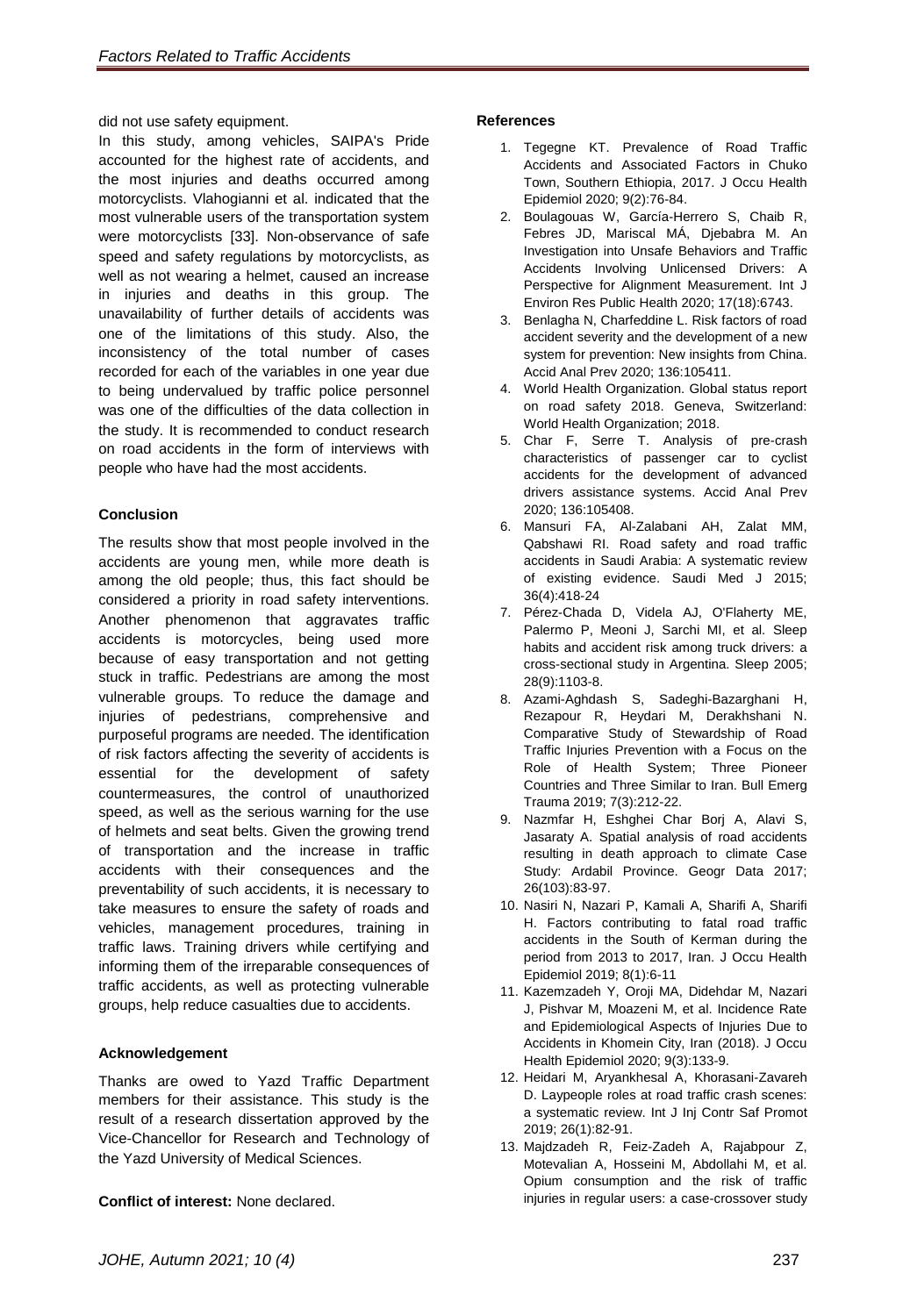did not use safety equipment.

In this study, among vehicles, SAIPA's Pride accounted for the highest rate of accidents, and the most injuries and deaths occurred among motorcyclists. Vlahogianni et al. indicated that the most vulnerable users of the transportation system were motorcyclists [33]. Non-observance of safe speed and safety regulations by motorcyclists, as well as not wearing a helmet, caused an increase in injuries and deaths in this group. The unavailability of further details of accidents was one of the limitations of this study. Also, the inconsistency of the total number of cases recorded for each of the variables in one year due to being undervalued by traffic police personnel was one of the difficulties of the data collection in the study. It is recommended to conduct research on road accidents in the form of interviews with people who have had the most accidents.

## Conclusion

The results show that most people involved in the accidents are young men, while more death is among the old people; thus, this fact should be considered a priority in road safety interventions. Another phenomenon that aggravates traffic accidents is motorcycles, being used more because of easy transportation and not getting stuck in traffic. Pedestrians are among the most vulnerable groups. To reduce the damage and injuries of pedestrians, comprehensive and purposeful programs are needed. The identification of risk factors affecting the severity of accidents is essential for the development of safety countermeasures, the control of unauthorized speed, as well as the serious warning for the use of helmets and seat belts. Given the growing trend of transportation and the increase in traffic accidents with their consequences and the preventability of such accidents, it is necessary to take measures to ensure the safety of roads and vehicles, management procedures, training in traffic laws. Training drivers while certifying and informing them of the irreparable consequences of traffic accidents, as well as protecting vulnerable groups, help reduce casualties due to accidents.

## Acknowledgement

Thanks are owed to Yazd Traffic Department members for their assistance. This study is the result of a research dissertation approved by the Vice-Chancellor for Research and Technology of the Yazd University of Medical Sciences.

**Conflict of interest:** None declared.

## References

1. Tegegne KT. Prevalence of Road Traffic Accidents and Associated Factors in Chuko Town, Southern Ethiopia, 2017. J Occu Health Epidemiol 2020; 9(2):76-84.
2. Boulagouas W, García-Herrero S, Chaib R, Febres JD, Mariscal MÁ, Djebabra M. An Investigation into Unsafe Behaviors and Traffic Accidents Involving Unlicensed Drivers: A Perspective for Alignment Measurement. Int J Environ Res Public Health 2020; 17(18):6743.
3. Benlagha N, Charfeddine L. Risk factors of road accident severity and the development of a new system for prevention: New insights from China. Accid Anal Prev 2020; 136:105411.
4. World Health Organization. Global status report on road safety 2018. Geneva, Switzerland: World Health Organization; 2018.
5. Char F, Serre T. Analysis of pre-crash characteristics of passenger car to cyclist accidents for the development of advanced drivers assistance systems. Accid Anal Prev 2020; 136:105408.
6. Mansuri FA, Al-Zalabani AH, Zalat MM, Qabshawi RI. Road safety and road traffic accidents in Saudi Arabia: A systematic review of existing evidence. Saudi Med J 2015; 36(4):418-24
7. Pérez-Chada D, Videla AJ, O'Flaherty ME, Palermo P, Meoni J, Sarchi MI, et al. Sleep habits and accident risk among truck drivers: a cross-sectional study in Argentina. Sleep 2005; 28(9):1103-8.
8. Azami-Aghdash S, Sadeghi-Bazarghani H, Rezapour R, Heydari M, Derakhshani N. Comparative Study of Stewardship of Road Traffic Injuries Prevention with a Focus on the Role of Health System; Three Pioneer Countries and Three Similar to Iran. Bull Emerg Trauma 2019; 7(3):212-22.
9. Nazmfar H, Eshghei Char Borj A, Alavi S, Jasaraty A. Spatial analysis of road accidents resulting in death approach to climate Case Study: Ardabil Province. Geogr Data 2017; 26(103):83-97.
10. Nasiri N, Nazari P, Kamali A, Sharifi A, Sharifi H. Factors contributing to fatal road traffic accidents in the South of Kerman during the period from 2013 to 2017, Iran. J Occu Health Epidemiol 2019; 8(1):6-11
11. Kazemzadeh Y, Oroji MA, Didehdar M, Nazari J, Pishvar M, Moazeni M, et al. Incidence Rate and Epidemiological Aspects of Injuries Due to Accidents in Khomein City, Iran (2018). J Occu Health Epidemiol 2020; 9(3):133-9.
12. Heidari M, Aryankhesal A, Khorasani-Zavareh D. Laypeople roles at road traffic crash scenes: a systematic review. Int J Inj Contr Saf Promot 2019; 26(1):82-91.
13. Majdzadeh R, Feiz-Zadeh A, Rajabpour Z, Motevalian A, Hosseini M, Abdollahi M, et al. Opium consumption and the risk of traffic injuries in regular users: a case-crossover study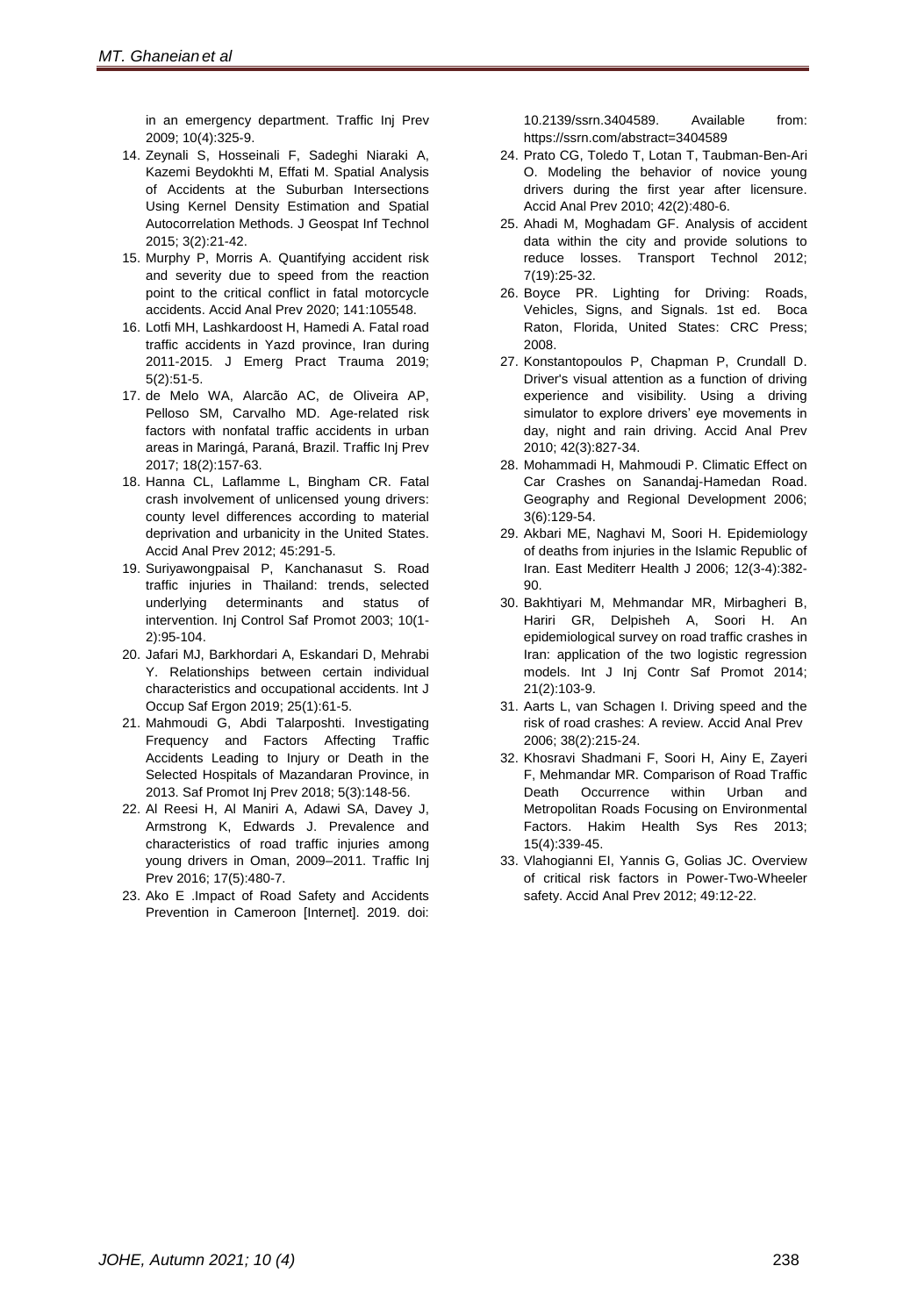in an emergency department. Traffic Inj Prev 2009; 10(4):325-9.

14. Zeynali S, Hosseinali F, Sadeghi Niaraki A, Kazemi Beydokhti M, Effati M. Spatial Analysis of Accidents at the Suburban Intersections Using Kernel Density Estimation and Spatial Autocorrelation Methods. J Geospat Inf Technol 2015; 3(2):21-42.
15. Murphy P, Morris A. Quantifying accident risk and severity due to speed from the reaction point to the critical conflict in fatal motorcycle accidents. Accid Anal Prev 2020; 141:105548.
16. Lotfi MH, Lashkardoost H, Hamedi A. Fatal road traffic accidents in Yazd province, Iran during 2011-2015. J Emerg Pract Trauma 2019; 5(2):51-5.
17. de Melo WA, Alarcão AC, de Oliveira AP, Pelloso SM, Carvalho MD. Age-related risk factors with nonfatal traffic accidents in urban areas in Maringá, Paraná, Brazil. Traffic Inj Prev 2017; 18(2):157-63.
18. Hanna CL, Laflamme L, Bingham CR. Fatal crash involvement of unlicensed young drivers: county level differences according to material deprivation and urbanicity in the United States. Accid Anal Prev 2012; 45:291-5.
19. Suriyawongpaisal P, Kanchanasut S. Road traffic injuries in Thailand: trends, selected underlying determinants and status of intervention. Inj Control Saf Promot 2003; 10(1-2):95-104.
20. Jafari MJ, Barkhordari A, Eskandari D, Mehrabi Y. Relationships between certain individual characteristics and occupational accidents. Int J Occup Saf Ergon 2019; 25(1):61-5.
21. Mahmoudi G, Abdi Talarposhti. Investigating Frequency and Factors Affecting Traffic Accidents Leading to Injury or Death in the Selected Hospitals of Mazandaran Province, in 2013. Saf Promot Inj Prev 2018; 5(3):148-56.
22. Al Reesi H, Al Maniri A, Adawi SA, Davey J, Armstrong K, Edwards J. Prevalence and characteristics of road traffic injuries among young drivers in Oman, 2009–2011. Traffic Inj Prev 2016; 17(5):480-7.
23. Ako E .Impact of Road Safety and Accidents Prevention in Cameroon [Internet]. 2019. doi: 10.2139/ssrn.3404589. Available from: https://ssrn.com/abstract=3404589
24. Prato CG, Toledo T, Lotan T, Taubman-Ben-Ari O. Modeling the behavior of novice young drivers during the first year after licensure. Accid Anal Prev 2010; 42(2):480-6.
25. Ahadi M, Moghadam GF. Analysis of accident data within the city and provide solutions to reduce losses. Transport Technol 2012; 7(19):25-32.
26. Boyce PR. Lighting for Driving: Roads, Vehicles, Signs, and Signals. 1st ed. Boca Raton, Florida, United States: CRC Press; 2008.
27. Konstantopoulos P, Chapman P, Crundall D. Driver's visual attention as a function of driving experience and visibility. Using a driving simulator to explore drivers' eye movements in day, night and rain driving. Accid Anal Prev 2010; 42(3):827-34.
28. Mohammadi H, Mahmoudi P. Climatic Effect on Car Crashes on Sanandaj-Hamedan Road. Geography and Regional Development 2006; 3(6):129-54.
29. Akbari ME, Naghavi M, Soori H. Epidemiology of deaths from injuries in the Islamic Republic of Iran. East Mediterr Health J 2006; 12(3-4):382-90.
30. Bakhtiyari M, Mehmandar MR, Mirbagheri B, Hariri GR, Delpisheh A, Soori H. An epidemiological survey on road traffic crashes in Iran: application of the two logistic regression models. Int J Inj Contr Saf Promot 2014; 21(2):103-9.
31. Aarts L, van Schagen I. Driving speed and the risk of road crashes: A review. Accid Anal Prev 2006; 38(2):215-24.
32. Khosravi Shadmani F, Soori H, Ainy E, Zayeri F, Mehmandar MR. Comparison of Road Traffic Death Occurrence within Urban and Metropolitan Roads Focusing on Environmental Factors. Hakim Health Sys Res 2013; 15(4):339-45.
33. Vlahogianni EI, Yannis G, Golias JC. Overview of critical risk factors in Power-Two-Wheeler safety. Accid Anal Prev 2012; 49:12-22.